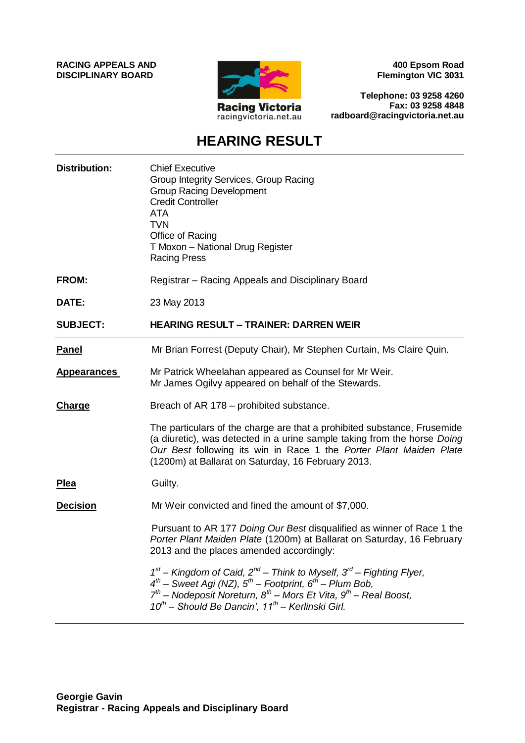**RACING APPEALS AND DISCIPLINARY BOARD**

Racing Victoria
racingvictoria.net.au

**400 Epsom Road**
**Flemington VIC 3031**

**Telephone: 03 9258 4260**
**Fax: 03 9258 4848**
**radboard@racingvictoria.net.au**

# HEARING RESULT

| | |
|---|---|
| **Distribution:** | Chief Executive<br>Group Integrity Services, Group Racing<br>Group Racing Development<br>Credit Controller<br>ATA<br>TVN<br>Office of Racing<br>T Moxon – National Drug Register<br>Racing Press |
| **FROM:** | Registrar – Racing Appeals and Disciplinary Board |
| **DATE:** | 23 May 2013 |
| **SUBJECT:** | **HEARING RESULT – TRAINER: DARREN WEIR** |

**Panel**

Mr Brian Forrest (Deputy Chair), Mr Stephen Curtain, Ms Claire Quin.

**Appearances**

Mr Patrick Wheelahan appeared as Counsel for Mr Weir.
Mr James Ogilvy appeared on behalf of the Stewards.

**Charge**

Breach of AR 178 – prohibited substance.

The particulars of the charge are that a prohibited substance, Frusemide (a diuretic), was detected in a urine sample taking from the horse *Doing Our Best* following its win in Race 1 the *Porter Plant Maiden Plate* (1200m) at Ballarat on Saturday, 16 February 2013.

**Plea**

Guilty.

**Decision**

Mr Weir convicted and fined the amount of $7,000.

Pursuant to AR 177 *Doing Our Best* disqualified as winner of Race 1 the *Porter Plant Maiden Plate* (1200m) at Ballarat on Saturday, 16 February 2013 and the places amended accordingly:

*1st – Kingdom of Caid, 2nd – Think to Myself, 3rd – Fighting Flyer,*
*4th – Sweet Agi (NZ), 5th – Footprint, 6th – Plum Bob,*
*7th – Nodeposit Noreturn, 8th – Mors Et Vita, 9th – Real Boost,*
*10th – Should Be Dancin', 11th – Kerlinski Girl.*

**Georgie Gavin**
**Registrar - Racing Appeals and Disciplinary Board**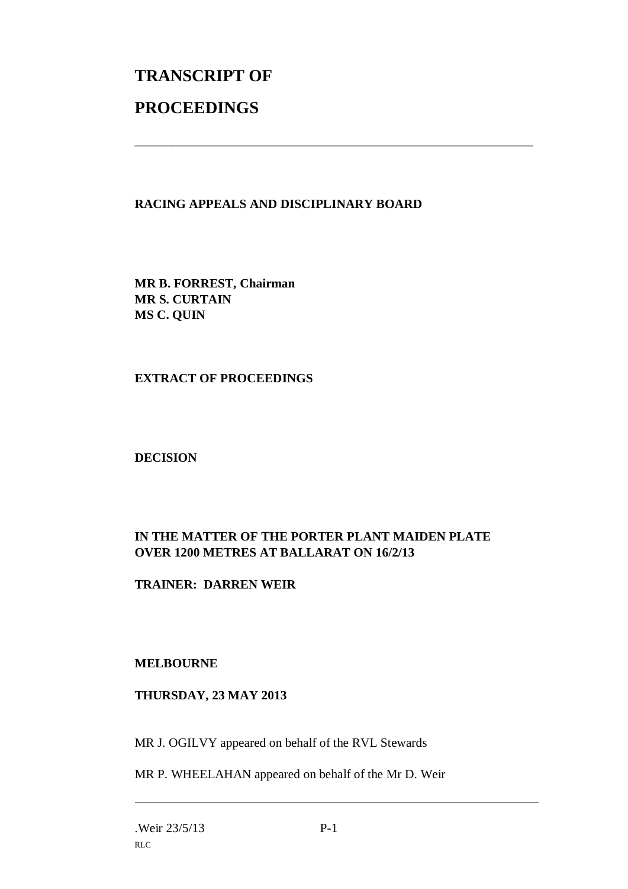# TRANSCRIPT OF

# PROCEEDINGS

---

**RACING APPEALS AND DISCIPLINARY BOARD**

**MR B. FORREST, Chairman**
**MR S. CURTAIN**
**MS C. QUIN**

**EXTRACT OF PROCEEDINGS**

**DECISION**

**IN THE MATTER OF THE PORTER PLANT MAIDEN PLATE OVER 1200 METRES AT BALLARAT ON 16/2/13**

**TRAINER: DARREN WEIR**

**MELBOURNE**

**THURSDAY, 23 MAY 2013**

MR J. OGILVY appeared on behalf of the RVL Stewards

MR P. WHEELAHAN appeared on behalf of the Mr D. Weir

---

.Weir 23/5/13
RLC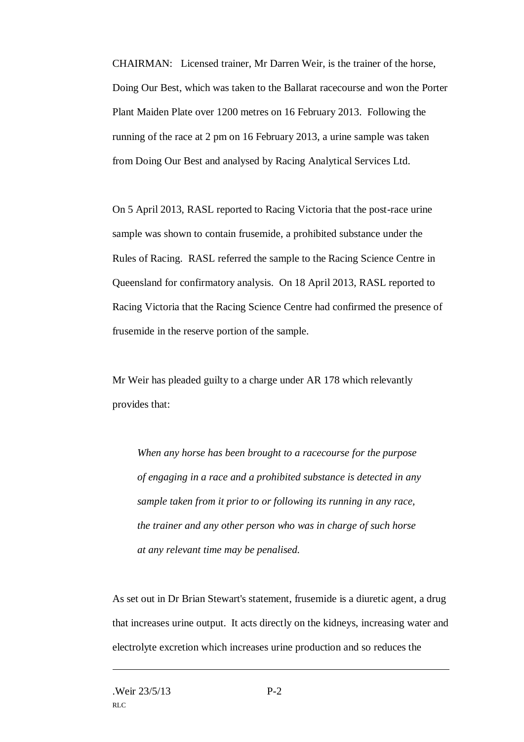CHAIRMAN: Licensed trainer, Mr Darren Weir, is the trainer of the horse, Doing Our Best, which was taken to the Ballarat racecourse and won the Porter Plant Maiden Plate over 1200 metres on 16 February 2013. Following the running of the race at 2 pm on 16 February 2013, a urine sample was taken from Doing Our Best and analysed by Racing Analytical Services Ltd.

On 5 April 2013, RASL reported to Racing Victoria that the post-race urine sample was shown to contain frusemide, a prohibited substance under the Rules of Racing. RASL referred the sample to the Racing Science Centre in Queensland for confirmatory analysis. On 18 April 2013, RASL reported to Racing Victoria that the Racing Science Centre had confirmed the presence of frusemide in the reserve portion of the sample.

Mr Weir has pleaded guilty to a charge under AR 178 which relevantly provides that:

> *When any horse has been brought to a racecourse for the purpose of engaging in a race and a prohibited substance is detected in any sample taken from it prior to or following its running in any race, the trainer and any other person who was in charge of such horse at any relevant time may be penalised.*

As set out in Dr Brian Stewart's statement, frusemide is a diuretic agent, a drug that increases urine output. It acts directly on the kidneys, increasing water and electrolyte excretion which increases urine production and so reduces the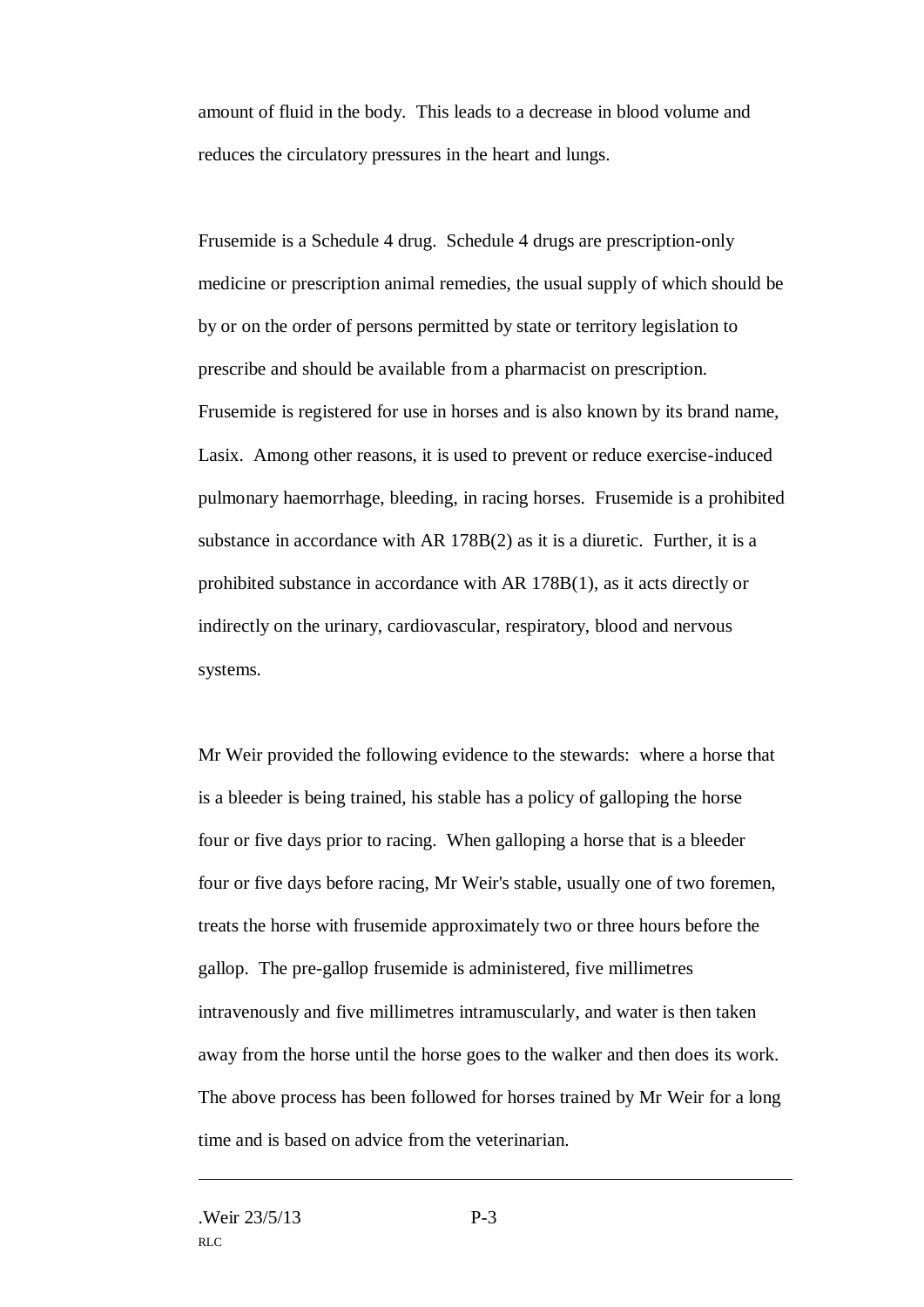amount of fluid in the body. This leads to a decrease in blood volume and reduces the circulatory pressures in the heart and lungs.

Frusemide is a Schedule 4 drug. Schedule 4 drugs are prescription-only medicine or prescription animal remedies, the usual supply of which should be by or on the order of persons permitted by state or territory legislation to prescribe and should be available from a pharmacist on prescription. Frusemide is registered for use in horses and is also known by its brand name, Lasix. Among other reasons, it is used to prevent or reduce exercise-induced pulmonary haemorrhage, bleeding, in racing horses. Frusemide is a prohibited substance in accordance with AR 178B(2) as it is a diuretic. Further, it is a prohibited substance in accordance with AR 178B(1), as it acts directly or indirectly on the urinary, cardiovascular, respiratory, blood and nervous systems.

Mr Weir provided the following evidence to the stewards: where a horse that is a bleeder is being trained, his stable has a policy of galloping the horse four or five days prior to racing. When galloping a horse that is a bleeder four or five days before racing, Mr Weir's stable, usually one of two foremen, treats the horse with frusemide approximately two or three hours before the gallop. The pre-gallop frusemide is administered, five millimetres intravenously and five millimetres intramuscularly, and water is then taken away from the horse until the horse goes to the walker and then does its work. The above process has been followed for horses trained by Mr Weir for a long time and is based on advice from the veterinarian.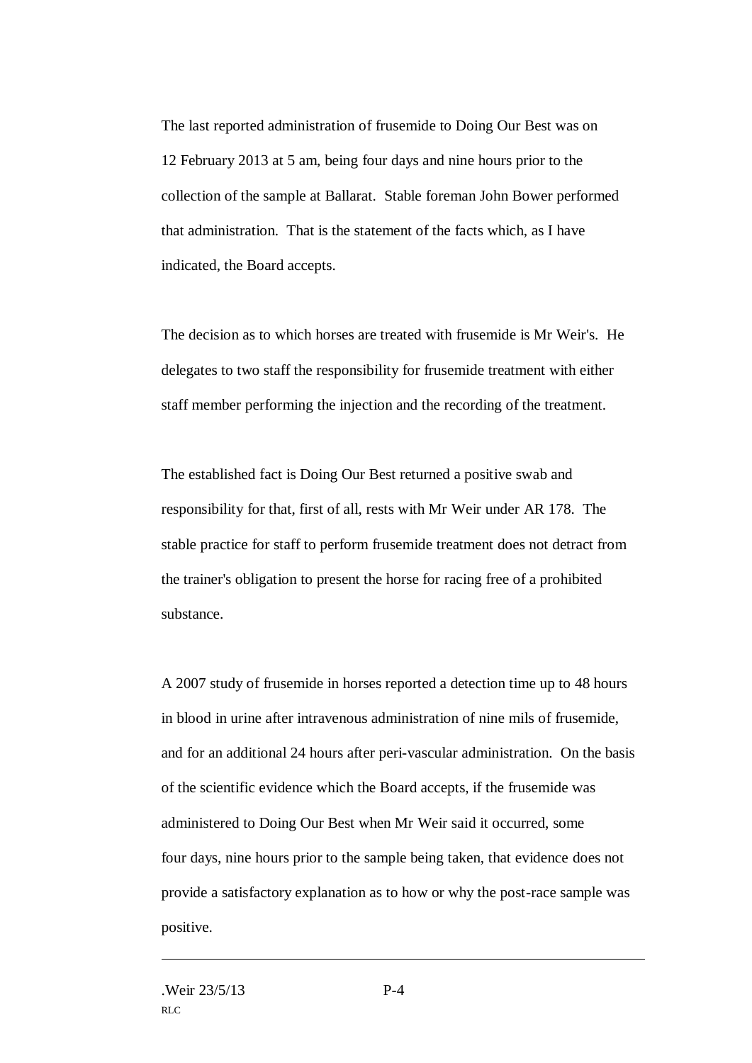The last reported administration of frusemide to Doing Our Best was on 12 February 2013 at 5 am, being four days and nine hours prior to the collection of the sample at Ballarat. Stable foreman John Bower performed that administration. That is the statement of the facts which, as I have indicated, the Board accepts.

The decision as to which horses are treated with frusemide is Mr Weir's. He delegates to two staff the responsibility for frusemide treatment with either staff member performing the injection and the recording of the treatment.

The established fact is Doing Our Best returned a positive swab and responsibility for that, first of all, rests with Mr Weir under AR 178. The stable practice for staff to perform frusemide treatment does not detract from the trainer's obligation to present the horse for racing free of a prohibited substance.

A 2007 study of frusemide in horses reported a detection time up to 48 hours in blood in urine after intravenous administration of nine mils of frusemide, and for an additional 24 hours after peri-vascular administration. On the basis of the scientific evidence which the Board accepts, if the frusemide was administered to Doing Our Best when Mr Weir said it occurred, some four days, nine hours prior to the sample being taken, that evidence does not provide a satisfactory explanation as to how or why the post-race sample was positive.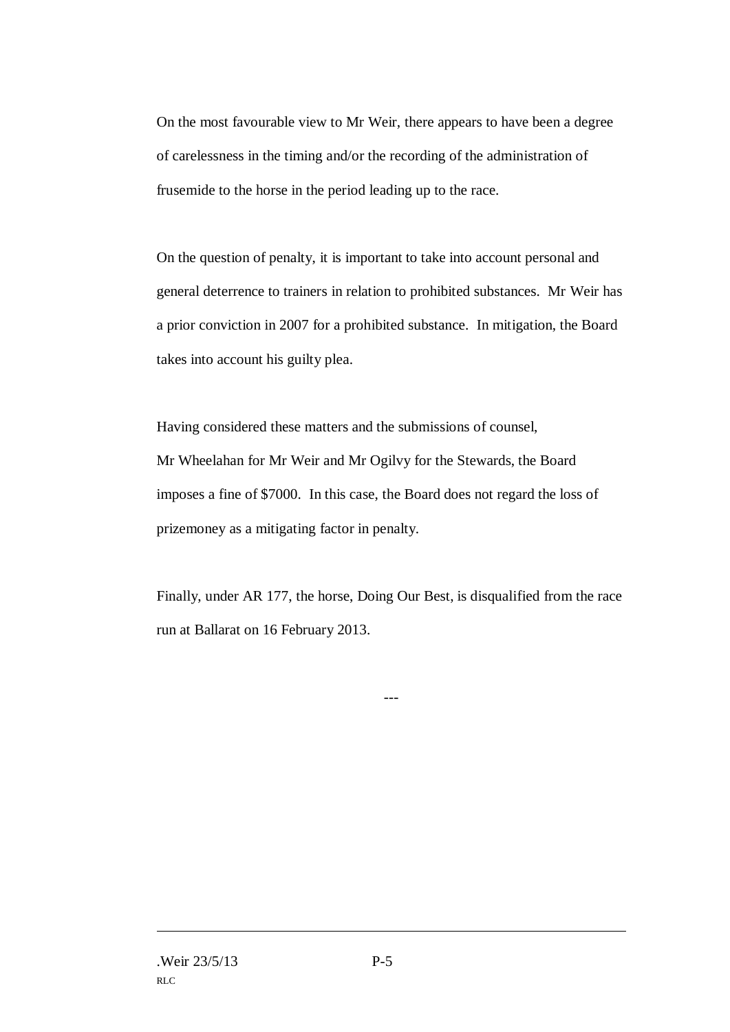On the most favourable view to Mr Weir, there appears to have been a degree of carelessness in the timing and/or the recording of the administration of frusemide to the horse in the period leading up to the race.

On the question of penalty, it is important to take into account personal and general deterrence to trainers in relation to prohibited substances. Mr Weir has a prior conviction in 2007 for a prohibited substance. In mitigation, the Board takes into account his guilty plea.

Having considered these matters and the submissions of counsel, Mr Wheelahan for Mr Weir and Mr Ogilvy for the Stewards, the Board imposes a fine of $7000. In this case, the Board does not regard the loss of prizemoney as a mitigating factor in penalty.

Finally, under AR 177, the horse, Doing Our Best, is disqualified from the race run at Ballarat on 16 February 2013.

---